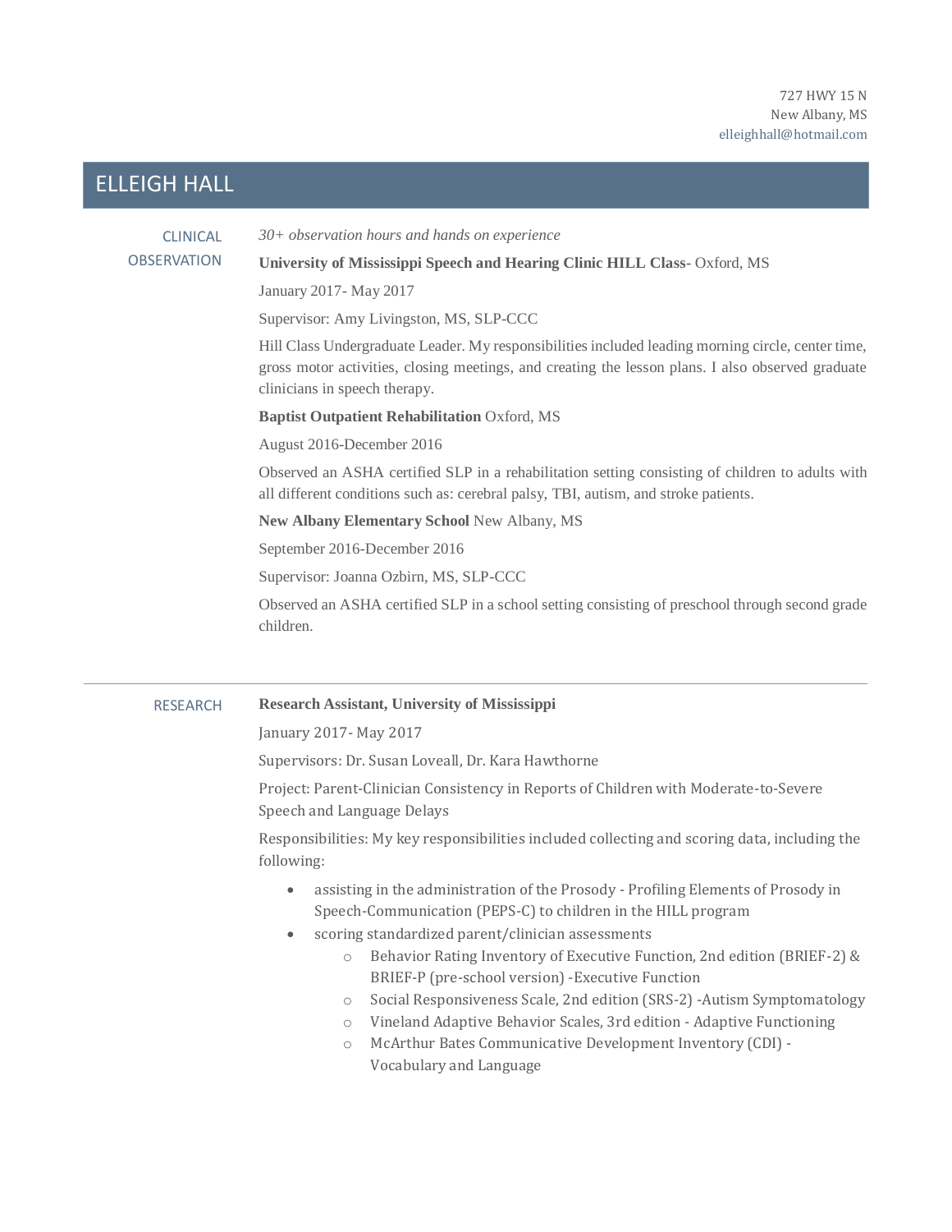727 HWY 15 N
New Albany, MS
elleighhall@hotmail.com

# ELLEIGH HALL

## CLINICAL OBSERVATION

*30+ observation hours and hands on experience*

**University of Mississippi Speech and Hearing Clinic HILL Class**- Oxford, MS

January 2017- May 2017

Supervisor: Amy Livingston, MS, SLP-CCC

Hill Class Undergraduate Leader. My responsibilities included leading morning circle, center time, gross motor activities, closing meetings, and creating the lesson plans. I also observed graduate clinicians in speech therapy.

**Baptist Outpatient Rehabilitation** Oxford, MS

August 2016-December 2016

Observed an ASHA certified SLP in a rehabilitation setting consisting of children to adults with all different conditions such as: cerebral palsy, TBI, autism, and stroke patients.

**New Albany Elementary School** New Albany, MS

September 2016-December 2016

Supervisor: Joanna Ozbirn, MS, SLP-CCC

Observed an ASHA certified SLP in a school setting consisting of preschool through second grade children.

---

## RESEARCH

**Research Assistant, University of Mississippi**

January 2017- May 2017

Supervisors: Dr. Susan Loveall, Dr. Kara Hawthorne

Project: Parent-Clinician Consistency in Reports of Children with Moderate-to-Severe Speech and Language Delays

Responsibilities: My key responsibilities included collecting and scoring data, including the following:

- assisting in the administration of the Prosody - Profiling Elements of Prosody in Speech-Communication (PEPS-C) to children in the HILL program
- scoring standardized parent/clinician assessments
  - Behavior Rating Inventory of Executive Function, 2nd edition (BRIEF-2) & BRIEF-P (pre-school version) -Executive Function
  - Social Responsiveness Scale, 2nd edition (SRS-2) -Autism Symptomatology
  - Vineland Adaptive Behavior Scales, 3rd edition - Adaptive Functioning
  - McArthur Bates Communicative Development Inventory (CDI) - Vocabulary and Language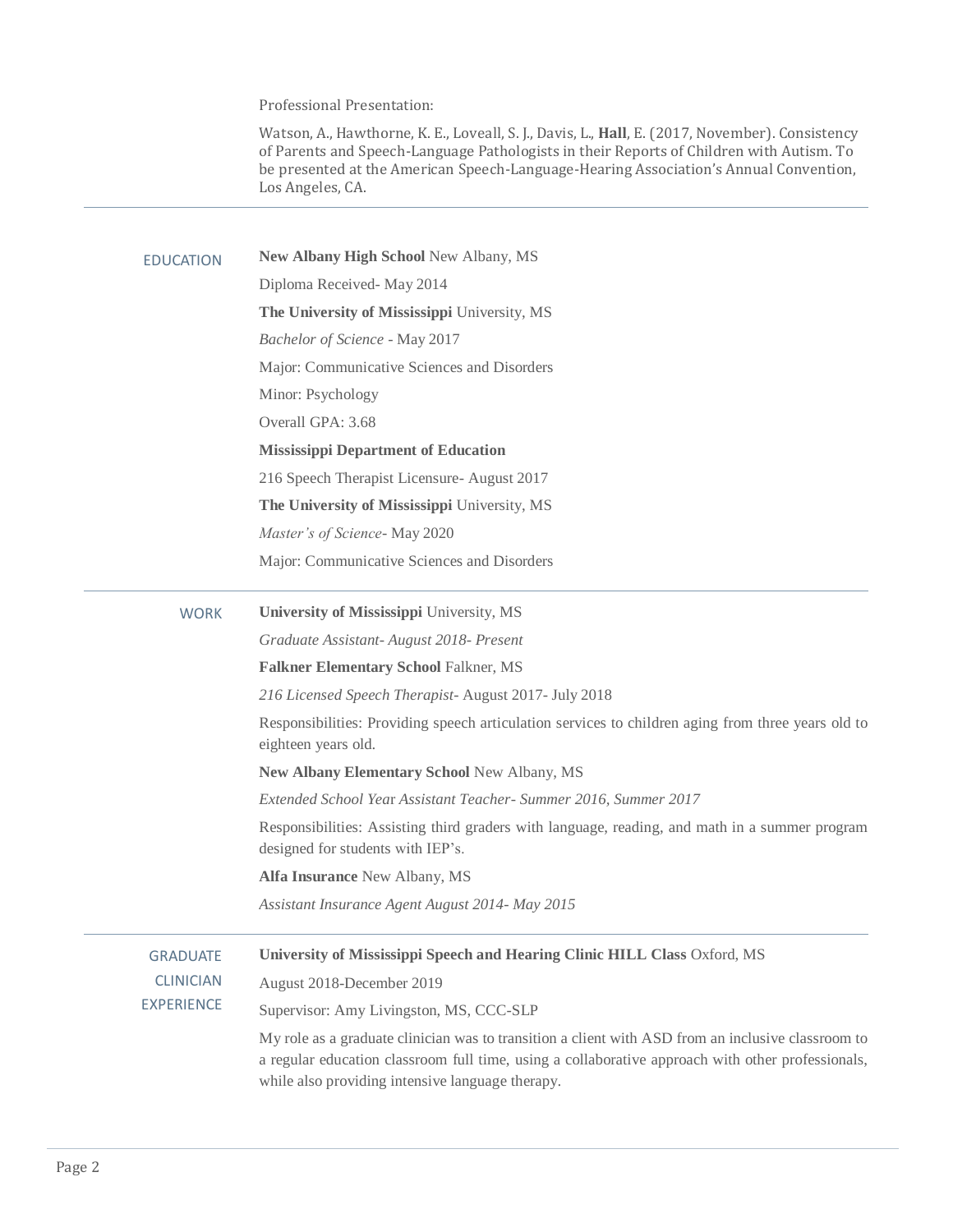Professional Presentation:

Watson, A., Hawthorne, K. E., Loveall, S. J., Davis, L., **Hall**, E. (2017, November). Consistency of Parents and Speech-Language Pathologists in their Reports of Children with Autism. To be presented at the American Speech-Language-Hearing Association's Annual Convention, Los Angeles, CA.

---

## EDUCATION

**New Albany High School** New Albany, MS

Diploma Received- May 2014

**The University of Mississippi** University, MS

*Bachelor of Science* - May 2017

Major: Communicative Sciences and Disorders

Minor: Psychology

Overall GPA: 3.68

**Mississippi Department of Education**

216 Speech Therapist Licensure- August 2017

**The University of Mississippi** University, MS

*Master's of Science*- May 2020

Major: Communicative Sciences and Disorders

---

## WORK

**University of Mississippi** University, MS

*Graduate Assistant- August 2018- Present*

**Falkner Elementary School** Falkner, MS

*216 Licensed Speech Therapist*- August 2017- July 2018

Responsibilities: Providing speech articulation services to children aging from three years old to eighteen years old.

**New Albany Elementary School** New Albany, MS

*Extended School Year Assistant Teacher- Summer 2016, Summer 2017*

Responsibilities: Assisting third graders with language, reading, and math in a summer program designed for students with IEP's.

**Alfa Insurance** New Albany, MS

*Assistant Insurance Agent August 2014- May 2015*

---

## GRADUATE CLINICIAN EXPERIENCE

**University of Mississippi Speech and Hearing Clinic HILL Class** Oxford, MS

August 2018-December 2019

Supervisor: Amy Livingston, MS, CCC-SLP

My role as a graduate clinician was to transition a client with ASD from an inclusive classroom to a regular education classroom full time, using a collaborative approach with other professionals, while also providing intensive language therapy.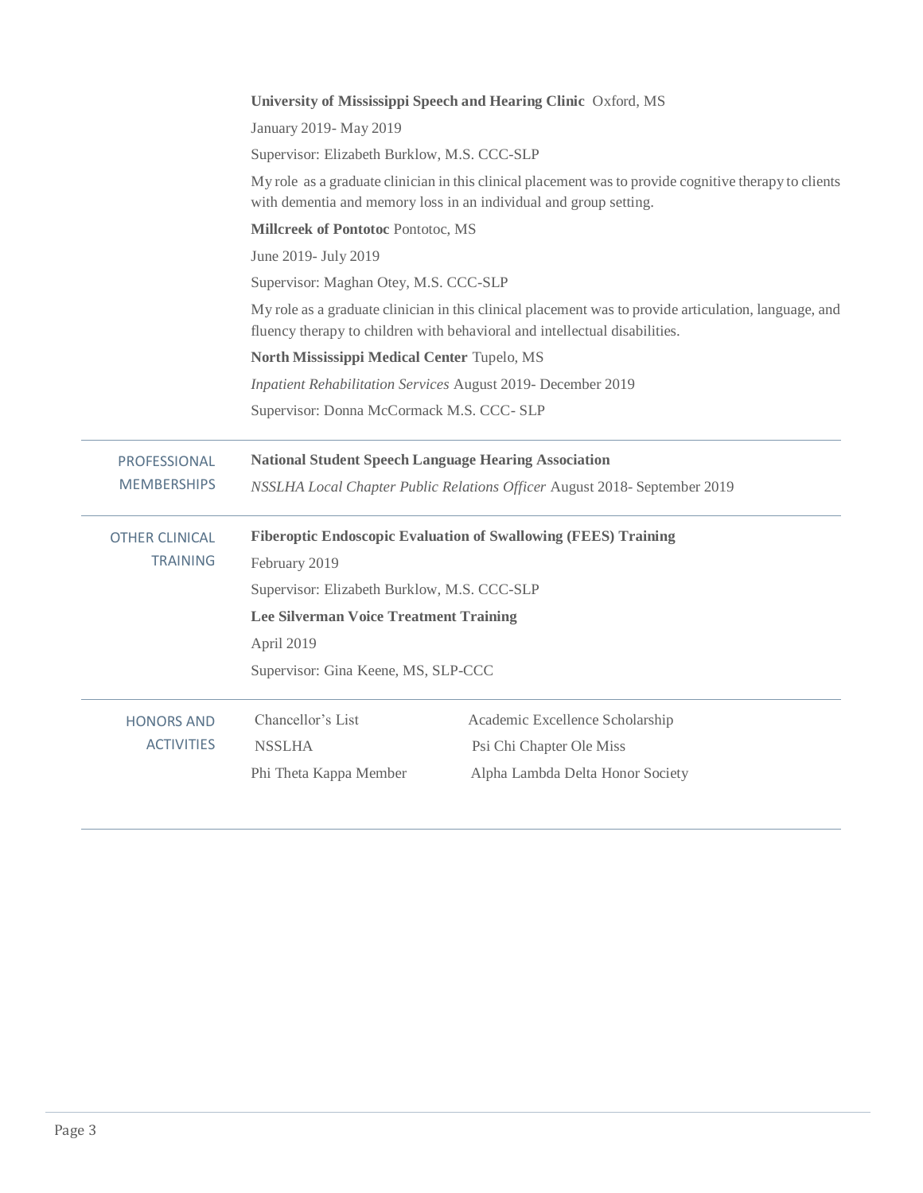**University of Mississippi Speech and Hearing Clinic** Oxford, MS

January 2019- May 2019

Supervisor: Elizabeth Burklow, M.S. CCC-SLP

My role as a graduate clinician in this clinical placement was to provide cognitive therapy to clients with dementia and memory loss in an individual and group setting.

**Millcreek of Pontotoc** Pontotoc, MS

June 2019- July 2019

Supervisor: Maghan Otey, M.S. CCC-SLP

My role as a graduate clinician in this clinical placement was to provide articulation, language, and fluency therapy to children with behavioral and intellectual disabilities.

**North Mississippi Medical Center** Tupelo, MS

*Inpatient Rehabilitation Services* August 2019- December 2019

Supervisor: Donna McCormack M.S. CCC- SLP

## PROFESSIONAL MEMBERSHIPS

**National Student Speech Language Hearing Association**

*NSSLHA Local Chapter Public Relations Officer* August 2018- September 2019

## OTHER CLINICAL TRAINING

**Fiberoptic Endoscopic Evaluation of Swallowing (FEES) Training**

February 2019

Supervisor: Elizabeth Burklow, M.S. CCC-SLP

**Lee Silverman Voice Treatment Training**

April 2019

Supervisor: Gina Keene, MS, SLP-CCC

## HONORS AND ACTIVITIES

| | |
|---|---|
| Chancellor's List | Academic Excellence Scholarship |
| NSSLHA | Psi Chi Chapter Ole Miss |
| Phi Theta Kappa Member | Alpha Lambda Delta Honor Society |